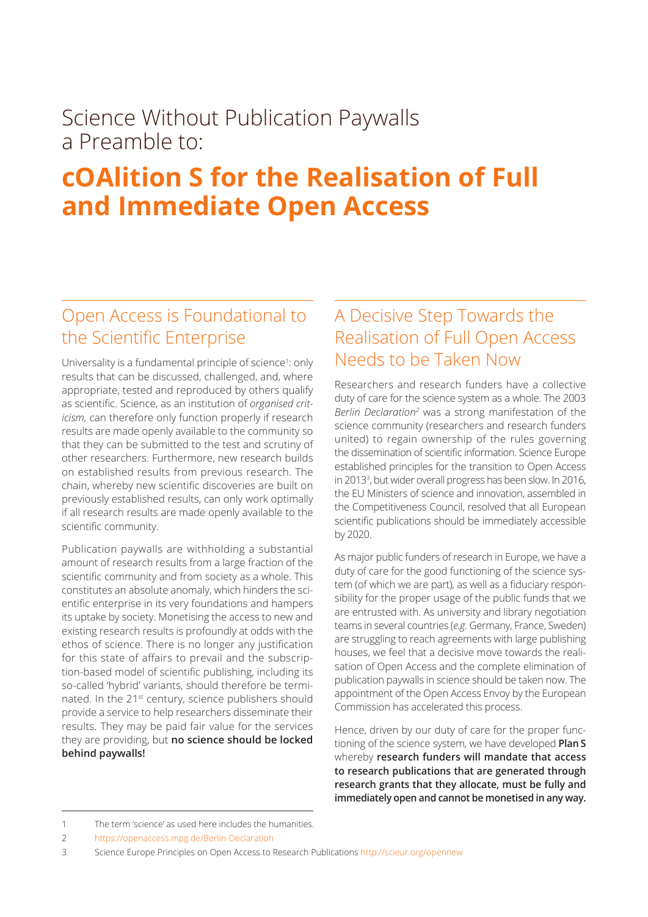# Science Without Publication Paywalls a Preamble to:

# cOAlition S for the Realisation of Full and Immediate Open Access

## Open Access is Foundational to the Scientific Enterprise

Universality is a fundamental principle of science[1]: only results that can be discussed, challenged, and, where appropriate, tested and reproduced by others qualify as scientific. Science, as an institution of *organised criticism,* can therefore only function properly if research results are made openly available to the community so that they can be submitted to the test and scrutiny of other researchers. Furthermore, new research builds on established results from previous research. The chain, whereby new scientific discoveries are built on previously established results, can only work optimally if all research results are made openly available to the scientific community.

Publication paywalls are withholding a substantial amount of research results from a large fraction of the scientific community and from society as a whole. This constitutes an absolute anomaly, which hinders the scientific enterprise in its very foundations and hampers its uptake by society. Monetising the access to new and existing research results is profoundly at odds with the ethos of science. There is no longer any justification for this state of affairs to prevail and the subscription-based model of scientific publishing, including its so-called 'hybrid' variants, should therefore be terminated. In the 21st century, science publishers should provide a service to help researchers disseminate their results. They may be paid fair value for the services they are providing, but **no science should be locked behind paywalls!**

## A Decisive Step Towards the Realisation of Full Open Access Needs to be Taken Now

Researchers and research funders have a collective duty of care for the science system as a whole. The 2003 *Berlin Declaration*[2] was a strong manifestation of the science community (researchers and research funders united) to regain ownership of the rules governing the dissemination of scientific information. Science Europe established principles for the transition to Open Access in 2013[3], but wider overall progress has been slow. In 2016, the EU Ministers of science and innovation, assembled in the Competitiveness Council, resolved that all European scientific publications should be immediately accessible by 2020.

As major public funders of research in Europe, we have a duty of care for the good functioning of the science system (of which we are part), as well as a fiduciary responsibility for the proper usage of the public funds that we are entrusted with. As university and library negotiation teams in several countries (*e.g.* Germany, France, Sweden) are struggling to reach agreements with large publishing houses, we feel that a decisive move towards the realisation of Open Access and the complete elimination of publication paywalls in science should be taken now. The appointment of the Open Access Envoy by the European Commission has accelerated this process.

Hence, driven by our duty of care for the proper functioning of the science system, we have developed **Plan S** whereby **research funders will mandate that access to research publications that are generated through research grants that they allocate, must be fully and immediately open and cannot be monetised in any way.**

---

1 The term 'science' as used here includes the humanities.

2 https://openaccess.mpg.de/Berlin-Declaration

3 Science Europe Principles on Open Access to Research Publications http://scieur.org/opennew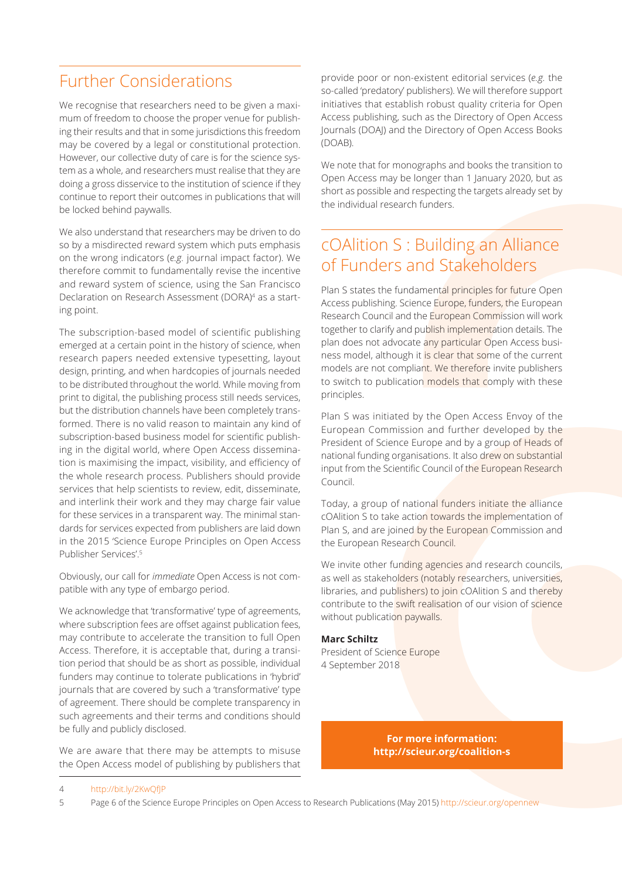## Further Considerations

We recognise that researchers need to be given a maximum of freedom to choose the proper venue for publishing their results and that in some jurisdictions this freedom may be covered by a legal or constitutional protection. However, our collective duty of care is for the science system as a whole, and researchers must realise that they are doing a gross disservice to the institution of science if they continue to report their outcomes in publications that will be locked behind paywalls.

We also understand that researchers may be driven to do so by a misdirected reward system which puts emphasis on the wrong indicators (*e.g.* journal impact factor). We therefore commit to fundamentally revise the incentive and reward system of science, using the San Francisco Declaration on Research Assessment (DORA)[4] as a starting point.

The subscription-based model of scientific publishing emerged at a certain point in the history of science, when research papers needed extensive typesetting, layout design, printing, and when hardcopies of journals needed to be distributed throughout the world. While moving from print to digital, the publishing process still needs services, but the distribution channels have been completely transformed. There is no valid reason to maintain any kind of subscription-based business model for scientific publishing in the digital world, where Open Access dissemination is maximising the impact, visibility, and efficiency of the whole research process. Publishers should provide services that help scientists to review, edit, disseminate, and interlink their work and they may charge fair value for these services in a transparent way. The minimal standards for services expected from publishers are laid down in the 2015 'Science Europe Principles on Open Access Publisher Services'.[5]

Obviously, our call for *immediate* Open Access is not compatible with any type of embargo period.

We acknowledge that 'transformative' type of agreements, where subscription fees are offset against publication fees, may contribute to accelerate the transition to full Open Access. Therefore, it is acceptable that, during a transition period that should be as short as possible, individual funders may continue to tolerate publications in 'hybrid' journals that are covered by such a 'transformative' type of agreement. There should be complete transparency in such agreements and their terms and conditions should be fully and publicly disclosed.

We are aware that there may be attempts to misuse the Open Access model of publishing by publishers that provide poor or non-existent editorial services (*e.g.* the so-called 'predatory' publishers). We will therefore support initiatives that establish robust quality criteria for Open Access publishing, such as the Directory of Open Access Journals (DOAJ) and the Directory of Open Access Books (DOAB).

We note that for monographs and books the transition to Open Access may be longer than 1 January 2020, but as short as possible and respecting the targets already set by the individual research funders.

## cOAlition S : Building an Alliance of Funders and Stakeholders

Plan S states the fundamental principles for future Open Access publishing. Science Europe, funders, the European Research Council and the European Commission will work together to clarify and publish implementation details. The plan does not advocate any particular Open Access business model, although it is clear that some of the current models are not compliant. We therefore invite publishers to switch to publication models that comply with these principles.

Plan S was initiated by the Open Access Envoy of the European Commission and further developed by the President of Science Europe and by a group of Heads of national funding organisations. It also drew on substantial input from the Scientific Council of the European Research Council.

Today, a group of national funders initiate the alliance cOAlition S to take action towards the implementation of Plan S, and are joined by the European Commission and the European Research Council.

We invite other funding agencies and research councils, as well as stakeholders (notably researchers, universities, libraries, and publishers) to join cOAlition S and thereby contribute to the swift realisation of our vision of science without publication paywalls.

**Marc Schiltz**
President of Science Europe
4 September 2018

**For more information: http://scieur.org/coalition-s**

4 http://bit.ly/2KwQfJP

5 Page 6 of the Science Europe Principles on Open Access to Research Publications (May 2015) http://scieur.org/opennew